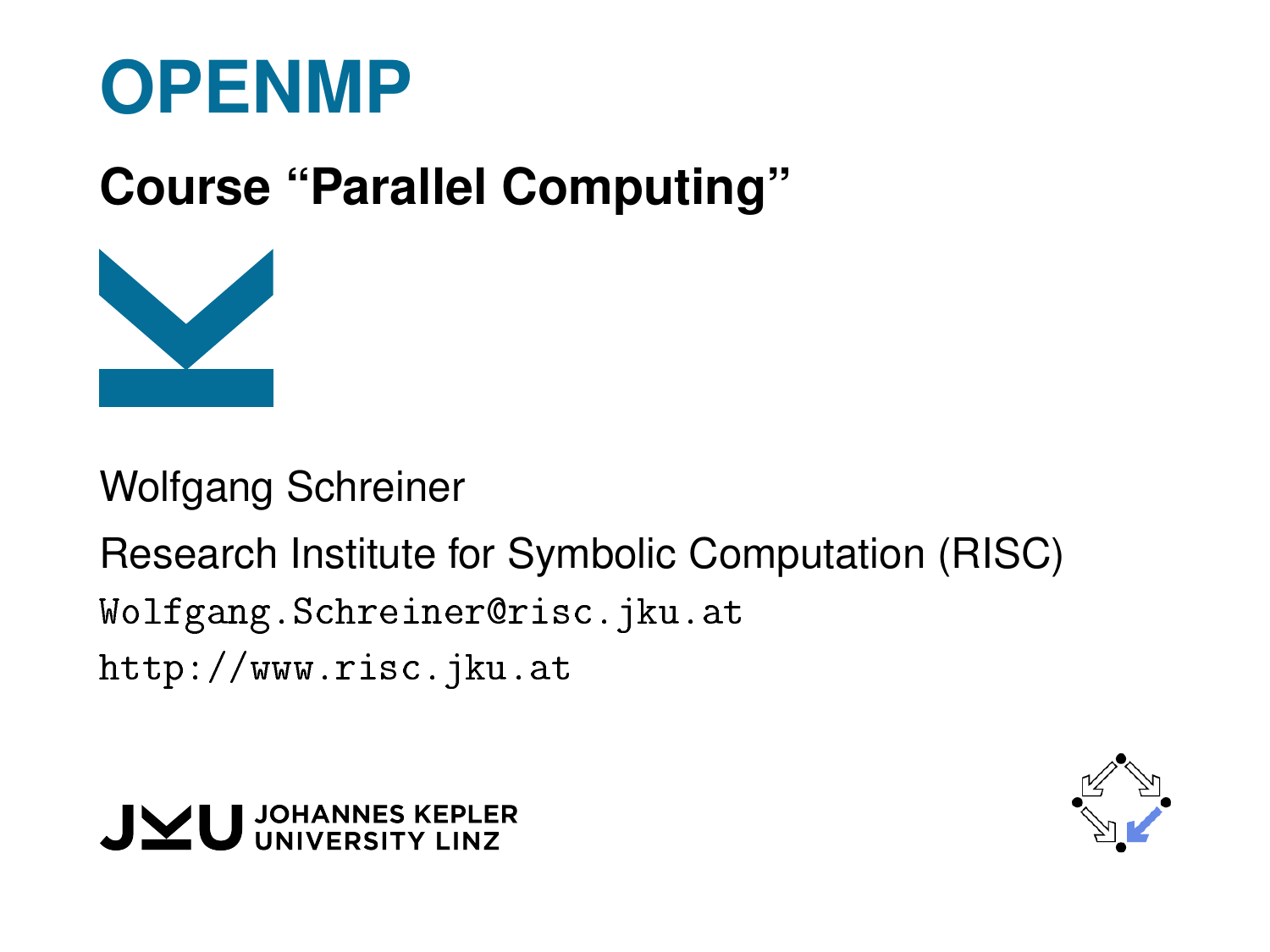# OPENMP

## Course “Parallel Computing”

Wolfgang Schreiner

Research Institute for Symbolic Computation (RISC)

`Wolfgang.Schreiner@risc.jku.at`

`http://www.risc.jku.at`

JOHANNES KEPLER UNIVERSITY LINZ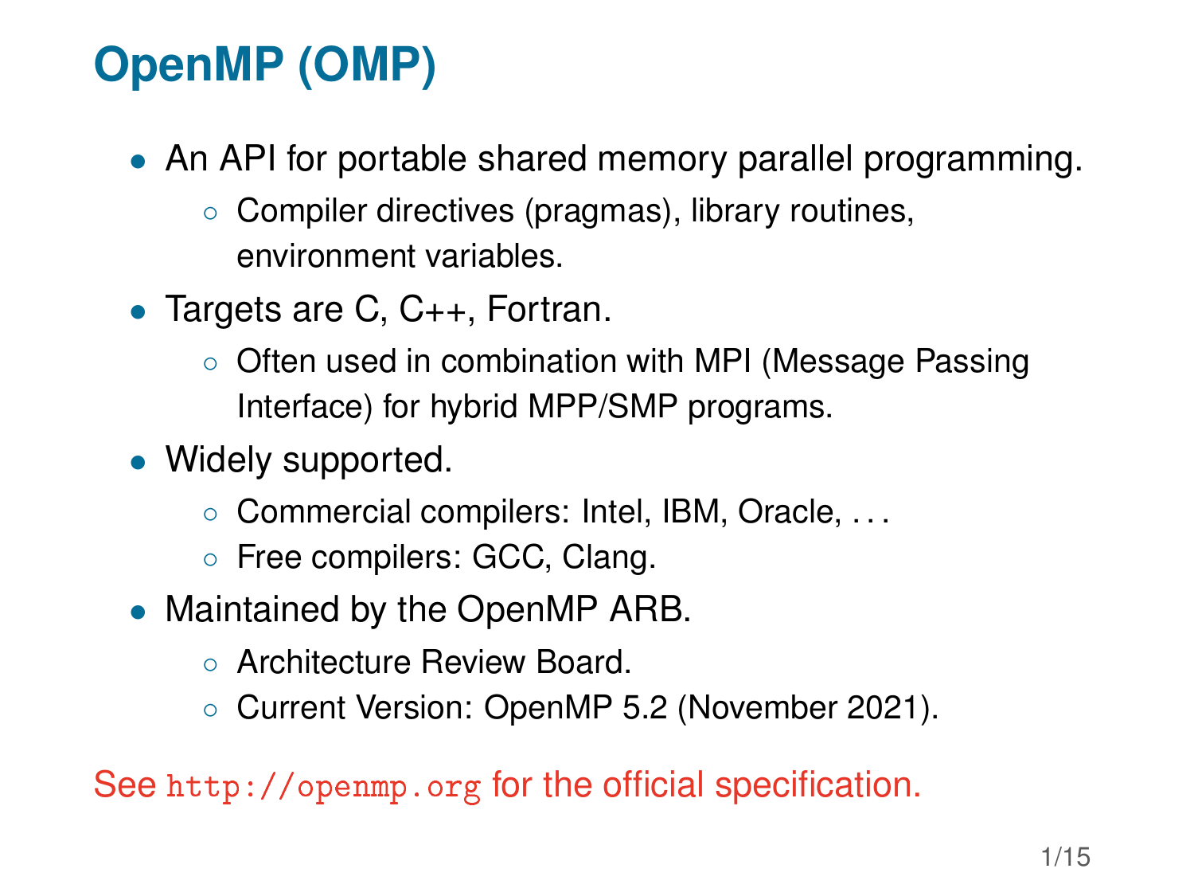# OpenMP (OMP)

- An API for portable shared memory parallel programming.
  - Compiler directives (pragmas), library routines, environment variables.
- Targets are C, C++, Fortran.
  - Often used in combination with MPI (Message Passing Interface) for hybrid MPP/SMP programs.
- Widely supported.
  - Commercial compilers: Intel, IBM, Oracle, ...
  - Free compilers: GCC, Clang.
- Maintained by the OpenMP ARB.
  - Architecture Review Board.
  - Current Version: OpenMP 5.2 (November 2021).

See `http://openmp.org` for the official specification.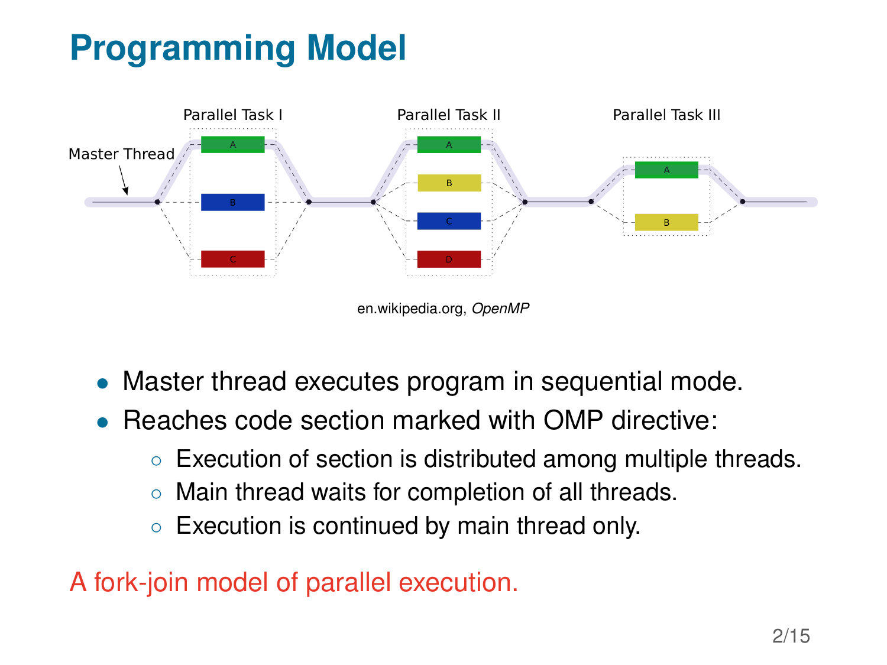# Programming Model

en.wikipedia.org, *OpenMP*

- Master thread executes program in sequential mode.
- Reaches code section marked with OMP directive:
  - Execution of section is distributed among multiple threads.
  - Main thread waits for completion of all threads.
  - Execution is continued by main thread only.

A fork-join model of parallel execution.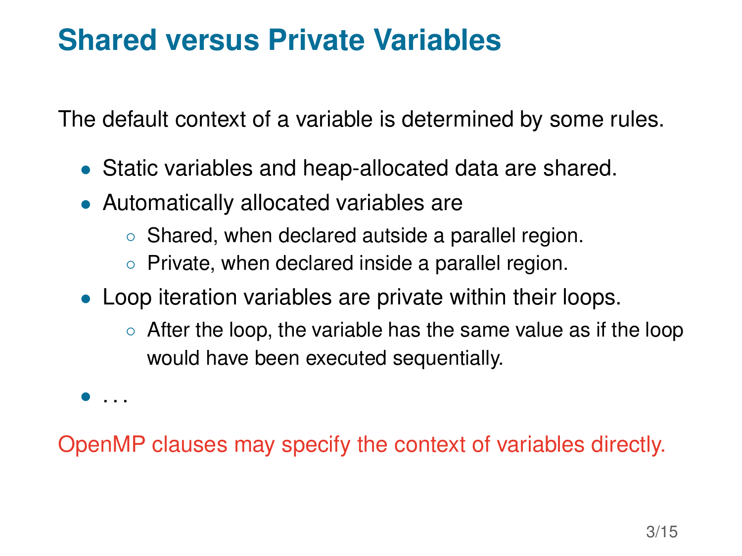# Shared versus Private Variables

The default context of a variable is determined by some rules.

- Static variables and heap-allocated data are shared.
- Automatically allocated variables are
  - Shared, when declared autside a parallel region.
  - Private, when declared inside a parallel region.
- Loop iteration variables are private within their loops.
  - After the loop, the variable has the same value as if the loop would have been executed sequentially.
- . . .

OpenMP clauses may specify the context of variables directly.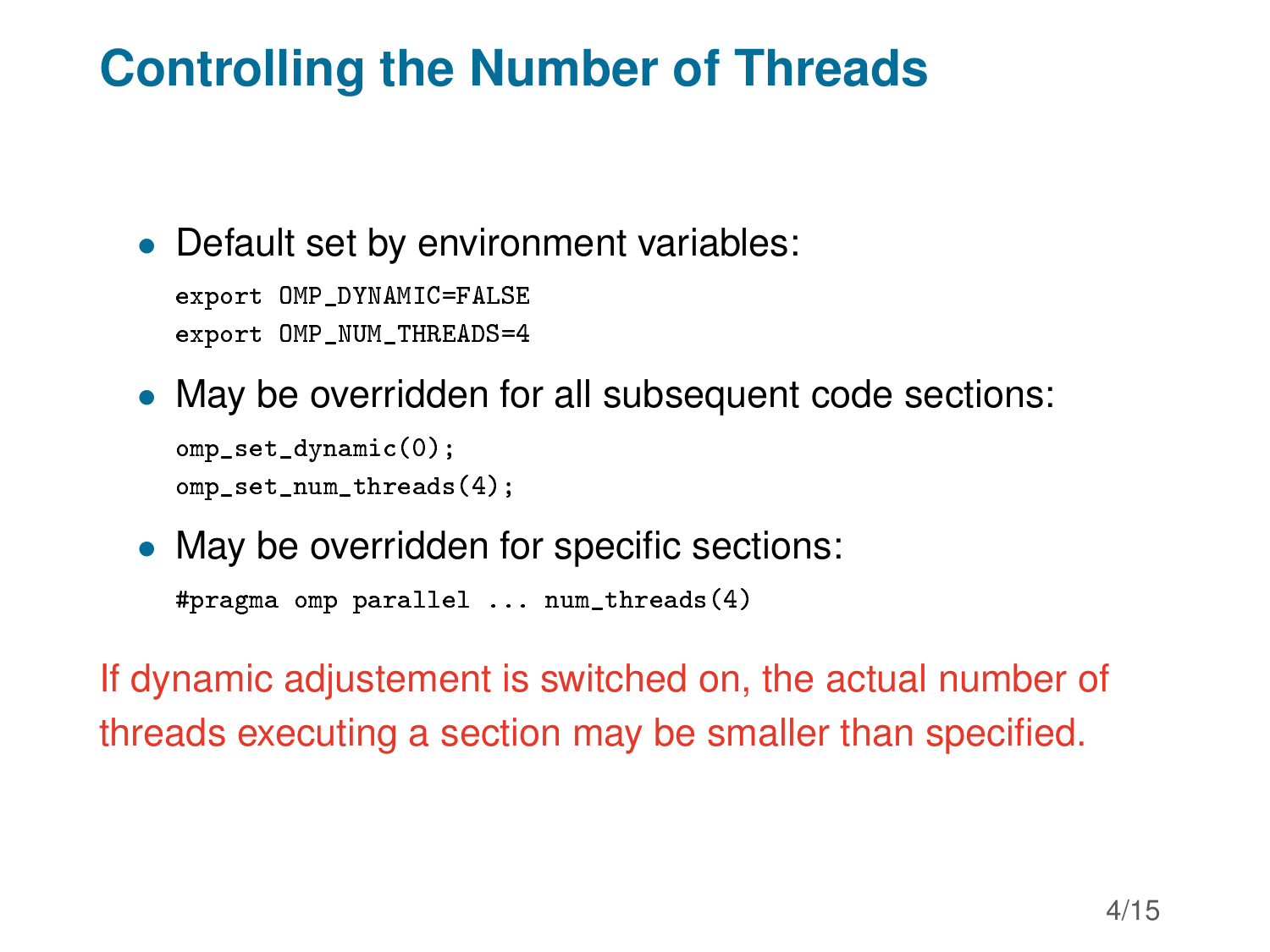# Controlling the Number of Threads

- Default set by environment variables:

```
export OMP_DYNAMIC=FALSE
export OMP_NUM_THREADS=4
```

- May be overridden for all subsequent code sections:

```
omp_set_dynamic(0);
omp_set_num_threads(4);
```

- May be overridden for specific sections:

```
#pragma omp parallel ... num_threads(4)
```

If dynamic adjustement is switched on, the actual number of threads executing a section may be smaller than specified.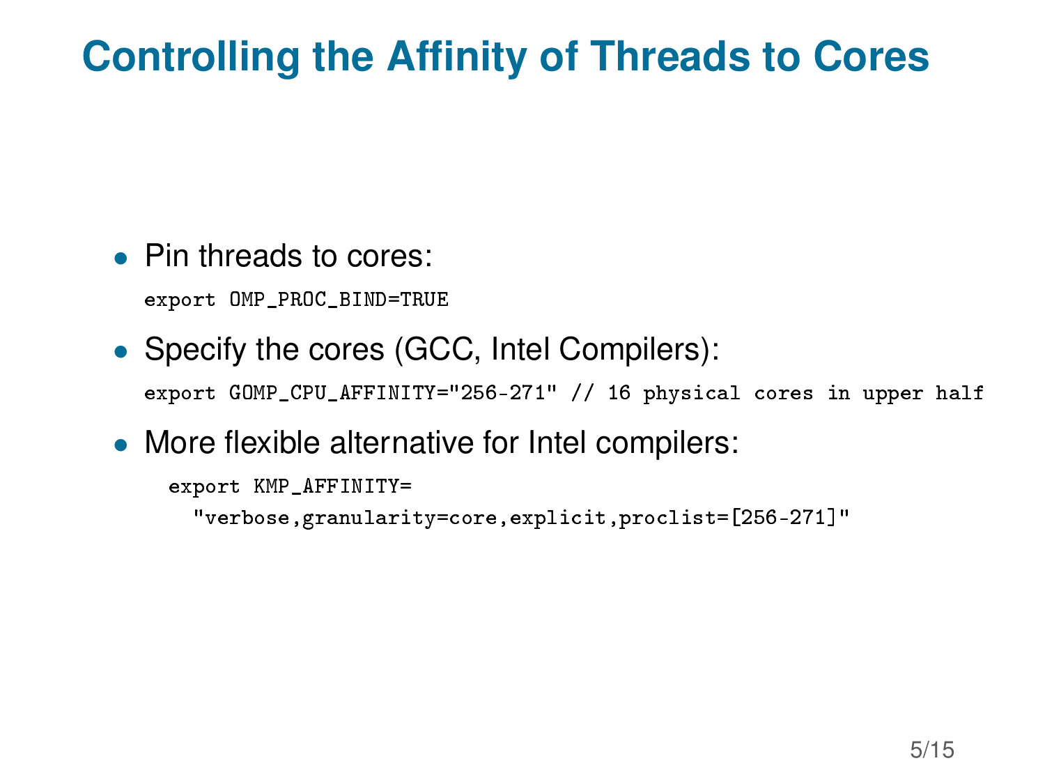# Controlling the Affinity of Threads to Cores

- Pin threads to cores:

```
export OMP_PROC_BIND=TRUE
```

- Specify the cores (GCC, Intel Compilers):

```
export GOMP_CPU_AFFINITY="256-271" // 16 physical cores in upper half
```

- More flexible alternative for Intel compilers:

```
export KMP_AFFINITY=
  "verbose,granularity=core,explicit,proclist=[256-271]"
```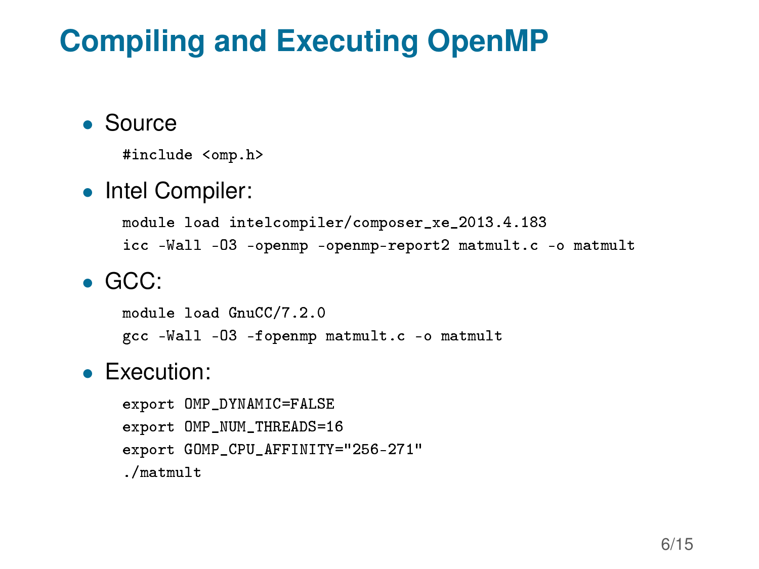# Compiling and Executing OpenMP

- Source

```
#include <omp.h>
```

- Intel Compiler:

```
module load intelcompiler/composer_xe_2013.4.183
icc -Wall -O3 -openmp -openmp-report2 matmult.c -o matmult
```

- GCC:

```
module load GnuCC/7.2.0
gcc -Wall -O3 -fopenmp matmult.c -o matmult
```

- Execution:

```
export OMP_DYNAMIC=FALSE
export OMP_NUM_THREADS=16
export GOMP_CPU_AFFINITY="256-271"
./matmult
```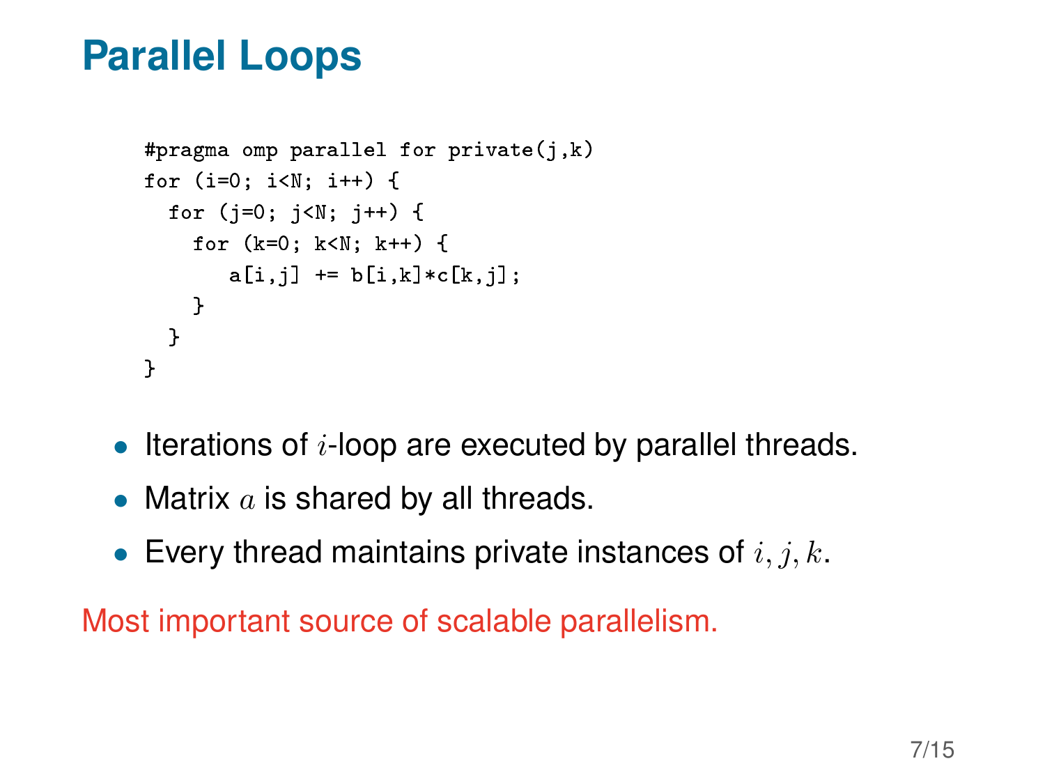# Parallel Loops

```
#pragma omp parallel for private(j,k)
for (i=0; i<N; i++) {
  for (j=0; j<N; j++) {
    for (k=0; k<N; k++) {
       a[i,j] += b[i,k]*c[k,j];
    }
  }
}
```

- Iterations of $i$-loop are executed by parallel threads.
- Matrix $a$ is shared by all threads.
- Every thread maintains private instances of $i, j, k$.

Most important source of scalable parallelism.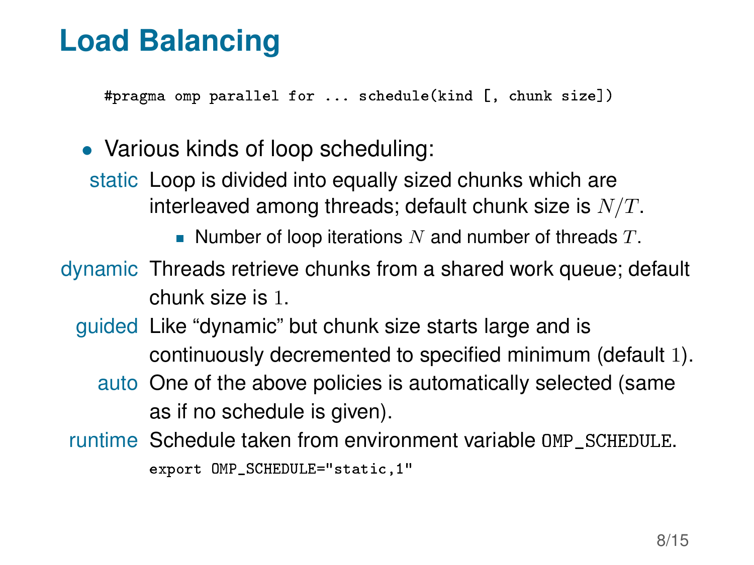# Load Balancing

```
#pragma omp parallel for ... schedule(kind [, chunk size])
```

- Various kinds of loop scheduling:

static
: Loop is divided into equally sized chunks which are interleaved among threads; default chunk size is $N/T$.
  - Number of loop iterations $N$ and number of threads $T$.

dynamic
: Threads retrieve chunks from a shared work queue; default chunk size is $1$.

guided
: Like "dynamic" but chunk size starts large and is continuously decremented to specified minimum (default $1$).

auto
: One of the above policies is automatically selected (same as if no schedule is given).

runtime
: Schedule taken from environment variable `OMP_SCHEDULE`.

```
export OMP_SCHEDULE="static,1"
```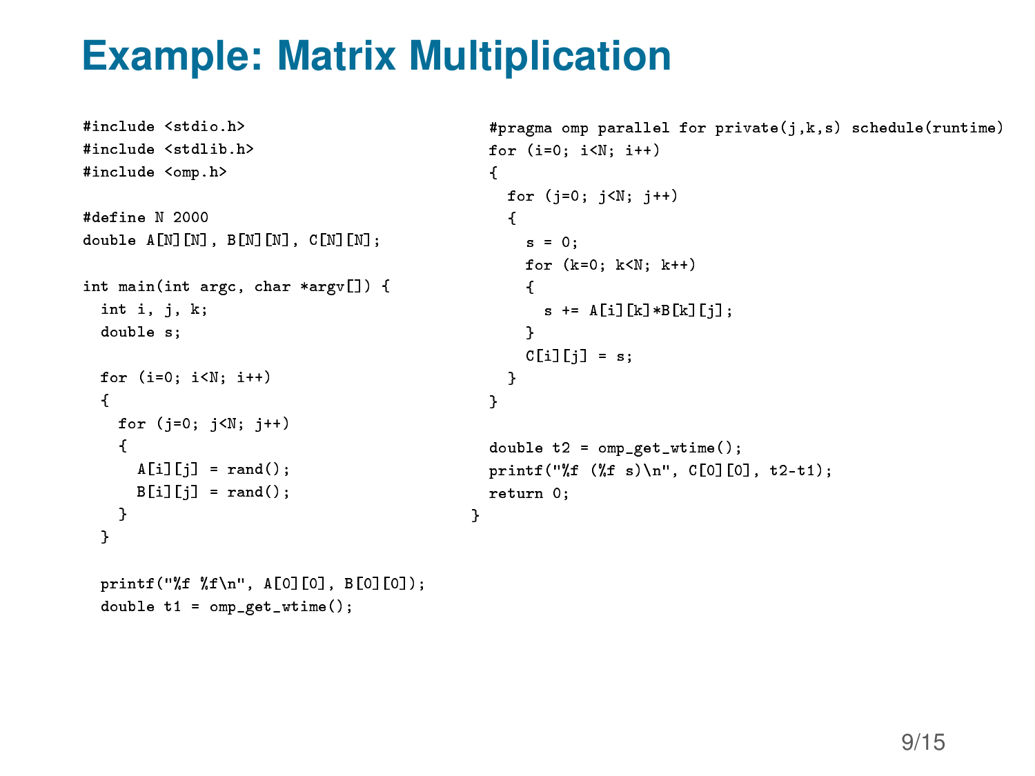# Example: Matrix Multiplication

```
#include <stdio.h>
#include <stdlib.h>
#include <omp.h>

#define N 2000
double A[N][N], B[N][N], C[N][N];

int main(int argc, char *argv[]) {
  int i, j, k;
  double s;

  for (i=0; i<N; i++)
  {
    for (j=0; j<N; j++)
    {
      A[i][j] = rand();
      B[i][j] = rand();
    }
  }

  printf("%f %f\n", A[0][0], B[0][0]);
  double t1 = omp_get_wtime();

  #pragma omp parallel for private(j,k,s) schedule(runtime)
  for (i=0; i<N; i++)
  {
    for (j=0; j<N; j++)
    {
      s = 0;
      for (k=0; k<N; k++)
      {
        s += A[i][k]*B[k][j];
      }
      C[i][j] = s;
    }
  }

  double t2 = omp_get_wtime();
  printf("%f (%f s)\n", C[0][0], t2-t1);
  return 0;
}
```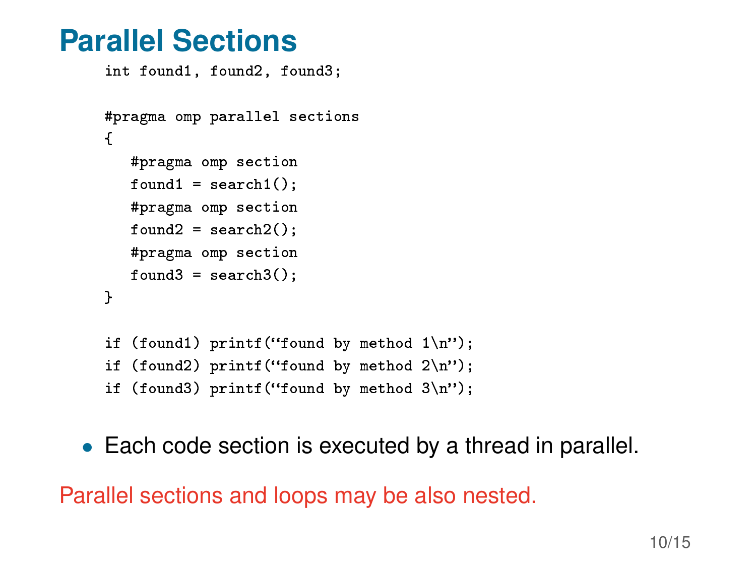# Parallel Sections

```
int found1, found2, found3;

#pragma omp parallel sections
{
   #pragma omp section
   found1 = search1();
   #pragma omp section
   found2 = search2();
   #pragma omp section
   found3 = search3();
}

if (found1) printf("found by method 1\n");
if (found2) printf("found by method 2\n");
if (found3) printf("found by method 3\n");
```

- Each code section is executed by a thread in parallel.

Parallel sections and loops may be also nested.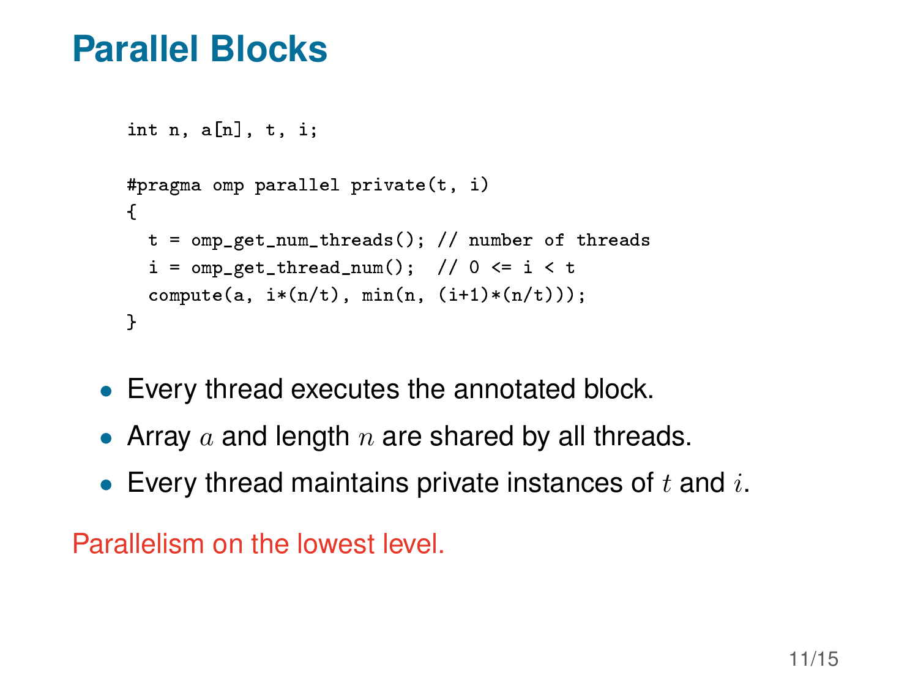# Parallel Blocks

```
int n, a[n], t, i;

#pragma omp parallel private(t, i)
{
  t = omp_get_num_threads(); // number of threads
  i = omp_get_thread_num();  // 0 <= i < t
  compute(a, i*(n/t), min(n, (i+1)*(n/t)));
}
```

- Every thread executes the annotated block.
- Array $a$ and length $n$ are shared by all threads.
- Every thread maintains private instances of $t$ and $i$.

Parallelism on the lowest level.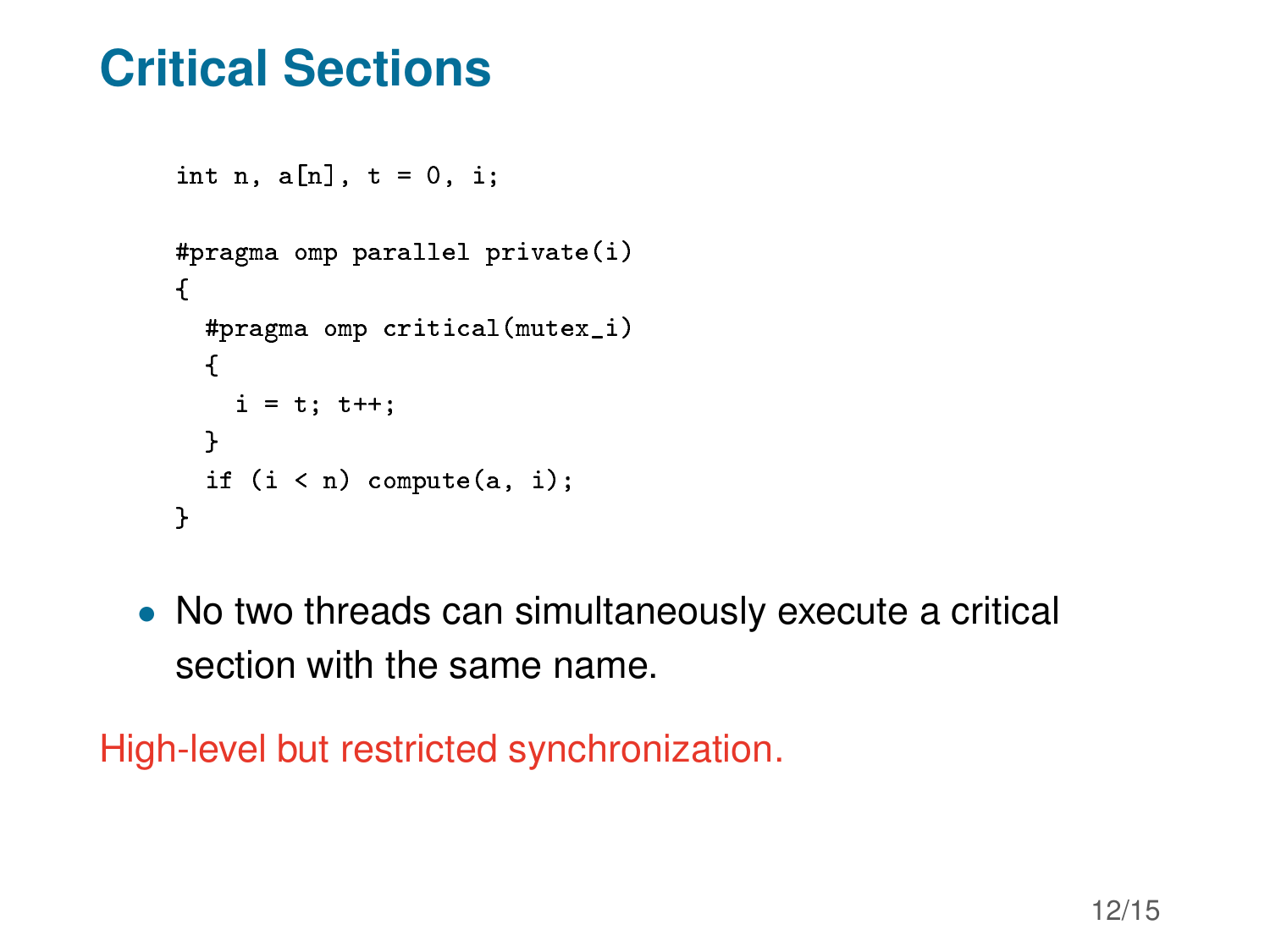# Critical Sections

```
int n, a[n], t = 0, i;

#pragma omp parallel private(i)
{
  #pragma omp critical(mutex_i)
  {
    i = t; t++;
  }
  if (i < n) compute(a, i);
}
```

- No two threads can simultaneously execute a critical section with the same name.

High-level but restricted synchronization.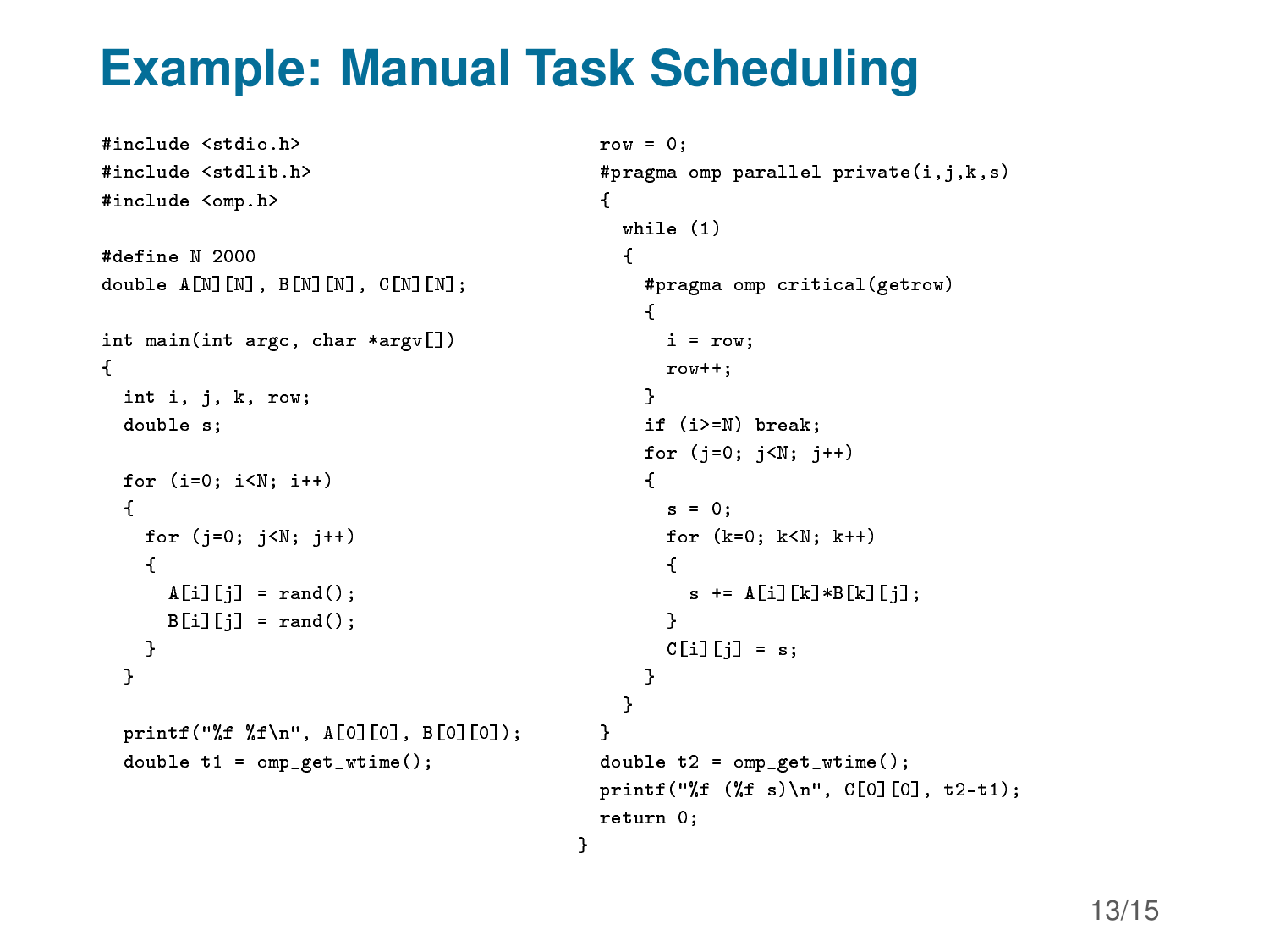# Example: Manual Task Scheduling

```
#include <stdio.h>
#include <stdlib.h>
#include <omp.h>

#define N 2000
double A[N][N], B[N][N], C[N][N];

int main(int argc, char *argv[])
{
  int i, j, k, row;
  double s;

  for (i=0; i<N; i++)
  {
    for (j=0; j<N; j++)
    {
      A[i][j] = rand();
      B[i][j] = rand();
    }
  }

  printf("%f %f\n", A[0][0], B[0][0]);
  double t1 = omp_get_wtime();
  row = 0;
  #pragma omp parallel private(i,j,k,s)
  {
    while (1)
    {
      #pragma omp critical(getrow)
      {
        i = row;
        row++;
      }
      if (i>=N) break;
      for (j=0; j<N; j++)
      {
        s = 0;
        for (k=0; k<N; k++)
        {
          s += A[i][k]*B[k][j];
        }
        C[i][j] = s;
      }
    }
  }
  double t2 = omp_get_wtime();
  printf("%f (%f s)\n", C[0][0], t2-t1);
  return 0;
}
```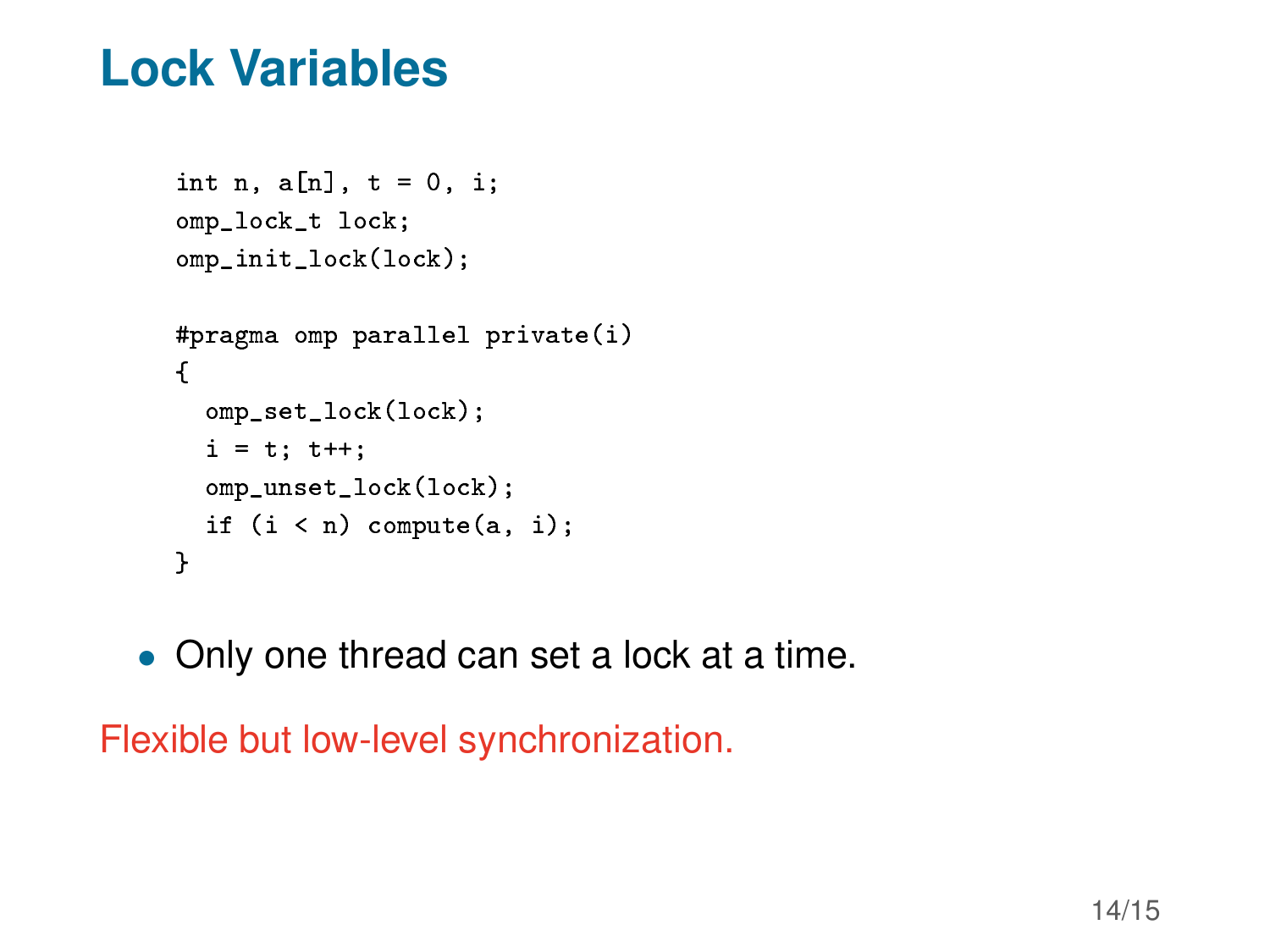# Lock Variables

```
int n, a[n], t = 0, i;
omp_lock_t lock;
omp_init_lock(lock);

#pragma omp parallel private(i)
{
  omp_set_lock(lock);
  i = t; t++;
  omp_unset_lock(lock);
  if (i < n) compute(a, i);
}
```

- Only one thread can set a lock at a time.

Flexible but low-level synchronization.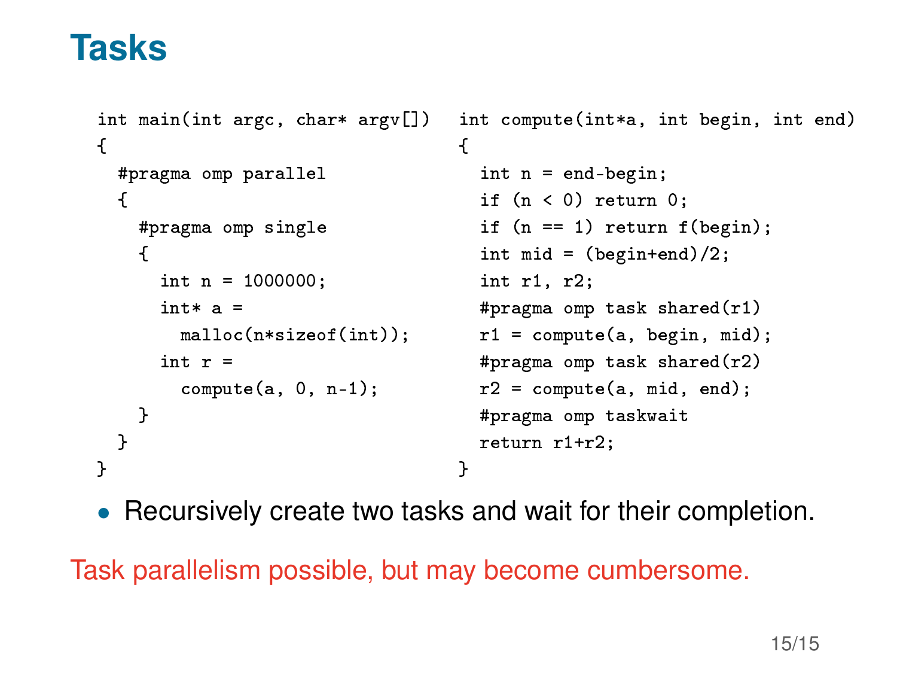# Tasks

```
int main(int argc, char* argv[])
{
  #pragma omp parallel
  {
    #pragma omp single
    {
      int n = 1000000;
      int* a =
        malloc(n*sizeof(int));
      int r =
        compute(a, 0, n-1);
    }
  }
}
```

```
int compute(int*a, int begin, int end)
{
  int n = end-begin;
  if (n < 0) return 0;
  if (n == 1) return f(begin);
  int mid = (begin+end)/2;
  int r1, r2;
  #pragma omp task shared(r1)
  r1 = compute(a, begin, mid);
  #pragma omp task shared(r2)
  r2 = compute(a, mid, end);
  #pragma omp taskwait
  return r1+r2;
}
```

- Recursively create two tasks and wait for their completion.

Task parallelism possible, but may become cumbersome.